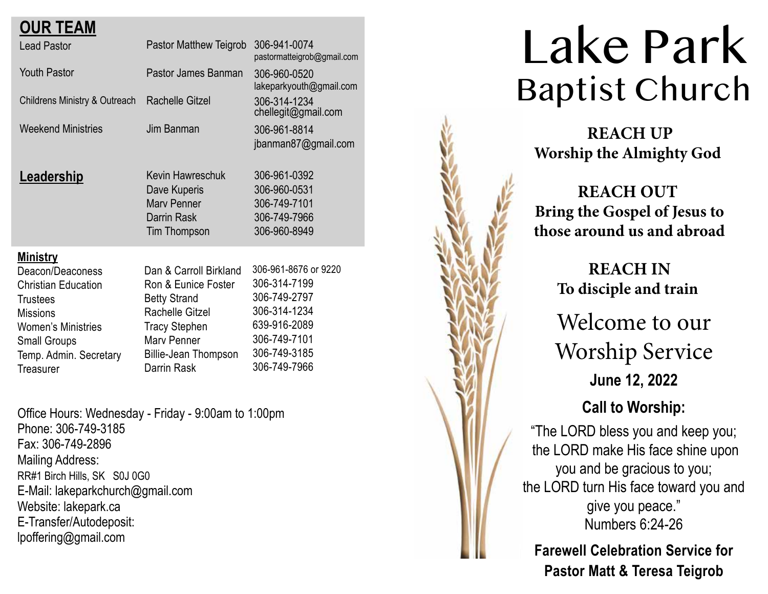## OUR TEAM

| | | |
|---|---|---|
| Lead Pastor | Pastor Matthew Teigrob | 306-941-0074 pastormatteigrob@gmail.com |
| Youth Pastor | Pastor James Banman | 306-960-0520 lakeparkyouth@gmail.com |
| Childrens Ministry & Outreach | Rachelle Gitzel | 306-314-1234 chellegit@gmail.com |
| Weekend Ministries | Jim Banman | 306-961-8814 jbanman87@gmail.com |

### Leadership

| | |
|---|---|
| Kevin Hawreschuk | 306-961-0392 |
| Dave Kuperis | 306-960-0531 |
| Marv Penner | 306-749-7101 |
| Darrin Rask | 306-749-7966 |
| Tim Thompson | 306-960-8949 |

### Ministry

| | | |
|---|---|---|
| Deacon/Deaconess | Dan & Carroll Birkland | 306-961-8676 or 9220 |
| Christian Education | Ron & Eunice Foster | 306-314-7199 |
| Trustees | Betty Strand | 306-749-2797 |
| Missions | Rachelle Gitzel | 306-314-1234 |
| Women's Ministries | Tracy Stephen | 639-916-2089 |
| Small Groups | Marv Penner | 306-749-7101 |
| Temp. Admin. Secretary | Billie-Jean Thompson | 306-749-3185 |
| Treasurer | Darrin Rask | 306-749-7966 |

Office Hours: Wednesday - Friday - 9:00am to 1:00pm
Phone: 306-749-3185
Fax: 306-749-2896
Mailing Address:
RR#1 Birch Hills, SK S0J 0G0
E-Mail: lakeparkchurch@gmail.com
Website: lakepark.ca
E-Transfer/Autodeposit:
lpoffering@gmail.com

# Lake Park
## Baptist Church

**REACH UP**
**Worship the Almighty God**

**REACH OUT**
**Bring the Gospel of Jesus to those around us and abroad**

**REACH IN**
**To disciple and train**

## Welcome to our Worship Service

**June 12, 2022**

**Call to Worship:**

"The LORD bless you and keep you;
the LORD make His face shine upon you and be gracious to you;
the LORD turn His face toward you and give you peace."
Numbers 6:24-26

**Farewell Celebration Service for Pastor Matt & Teresa Teigrob**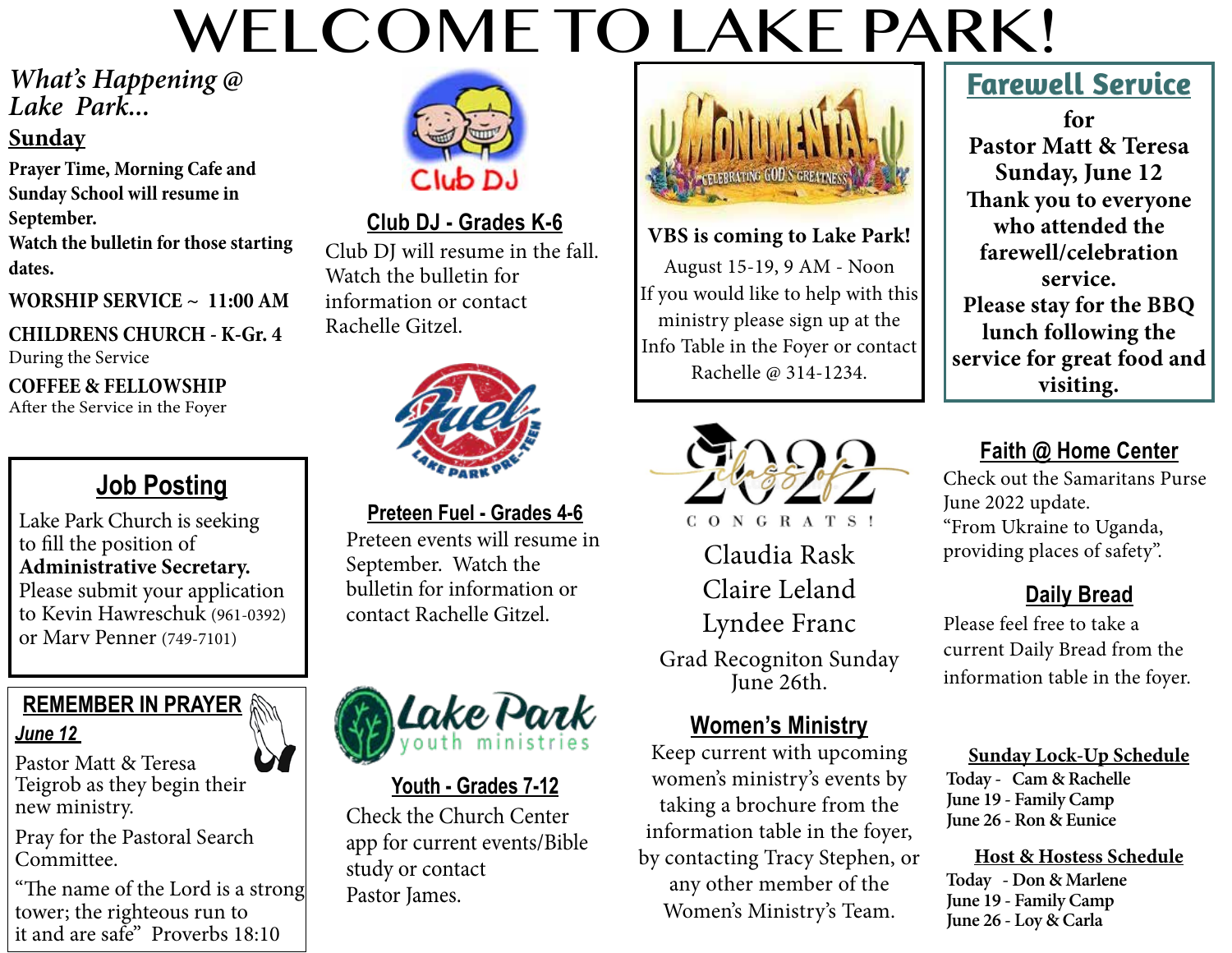# WELCOME TO LAKE PARK!

*What's Happening @ Lake Park...*

## Sunday

**Prayer Time, Morning Cafe and Sunday School will resume in September.**
**Watch the bulletin for those starting dates.**

**WORSHIP SERVICE ~ 11:00 AM**

**CHILDRENS CHURCH - K-Gr. 4**
During the Service

**COFFEE & FELLOWSHIP**
After the Service in the Foyer

## Job Posting

Lake Park Church is seeking to fill the position of **Administrative Secretary.** Please submit your application to Kevin Hawreschuk (961-0392) or Marv Penner (749-7101)

## REMEMBER IN PRAYER

*June 12*

Pastor Matt & Teresa Teigrob as they begin their new ministry.

Pray for the Pastoral Search Committee.

"The name of the Lord is a strong tower; the righteous run to it and are safe" Proverbs 18:10

Club DJ

## Club DJ - Grades K-6

Club DJ will resume in the fall. Watch the bulletin for information or contact Rachelle Gitzel.

Fuel LAKE PARK PRE-TEEN

## Preteen Fuel - Grades 4-6

Preteen events will resume in September. Watch the bulletin for information or contact Rachelle Gitzel.

Lake Park youth ministries

## Youth - Grades 7-12

Check the Church Center app for current events/Bible study or contact Pastor James.

MONUMENTAL CELEBRATING GOD'S GREATNESS

**VBS is coming to Lake Park!**

August 15-19, 9 AM - Noon
If you would like to help with this ministry please sign up at the Info Table in the Foyer or contact Rachelle @ 314-1234.

class of 2022
CONGRATS!

Claudia Rask
Claire Leland
Lyndee Franc

Grad Recogniton Sunday June 26th.

## Women's Ministry

Keep current with upcoming women's ministry's events by taking a brochure from the information table in the foyer, by contacting Tracy Stephen, or any other member of the Women's Ministry's Team.

## Farewell Service

**for**
**Pastor Matt & Teresa**
**Sunday, June 12**
**Thank you to everyone who attended the farewell/celebration service.**
**Please stay for the BBQ lunch following the service for great food and visiting.**

## Faith @ Home Center

Check out the Samaritans Purse June 2022 update.
"From Ukraine to Uganda, providing places of safety".

## Daily Bread

Please feel free to take a current Daily Bread from the information table in the foyer.

## Sunday Lock-Up Schedule

Today - Cam & Rachelle
June 19 - Family Camp
June 26 - Ron & Eunice

## Host & Hostess Schedule

Today - Don & Marlene
June 19 - Family Camp
June 26 - Loy & Carla